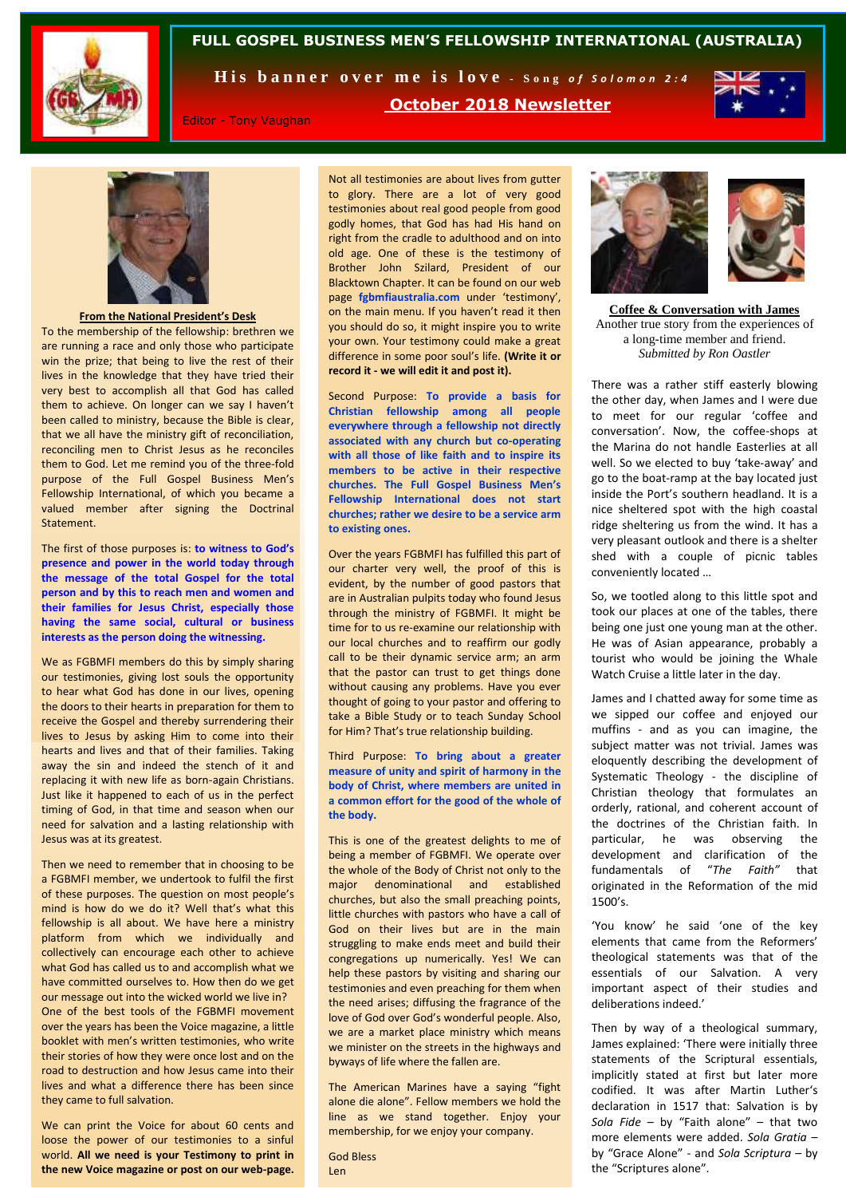# FULL GOSPEL BUSINESS MEN'S FELLOWSHIP INTERNATIONAL (AUSTRALIA)

**His banner over me is love** - *Song of Solomon 2:4*

## October 2018 Newsletter

Editor - Tony Vaughan

### From the National President's Desk

To the membership of the fellowship: brethren we are running a race and only those who participate win the prize; that being to live the rest of their lives in the knowledge that they have tried their very best to accomplish all that God has called them to achieve. On longer can we say I haven't been called to ministry, because the Bible is clear, that we all have the ministry gift of reconciliation, reconciling men to Christ Jesus as he reconciles them to God. Let me remind you of the three-fold purpose of the Full Gospel Business Men's Fellowship International, of which you became a valued member after signing the Doctrinal Statement.

The first of those purposes is: **to witness to God's presence and power in the world today through the message of the total Gospel for the total person and by this to reach men and women and their families for Jesus Christ, especially those having the same social, cultural or business interests as the person doing the witnessing.**

We as FGBMFI members do this by simply sharing our testimonies, giving lost souls the opportunity to hear what God has done in our lives, opening the doors to their hearts in preparation for them to receive the Gospel and thereby surrendering their lives to Jesus by asking Him to come into their hearts and lives and that of their families. Taking away the sin and indeed the stench of it and replacing it with new life as born-again Christians. Just like it happened to each of us in the perfect timing of God, in that time and season when our need for salvation and a lasting relationship with Jesus was at its greatest.

Then we need to remember that in choosing to be a FGBMFI member, we undertook to fulfil the first of these purposes. The question on most people's mind is how do we do it? Well that's what this fellowship is all about. We have here a ministry platform from which we individually and collectively can encourage each other to achieve what God has called us to and accomplish what we have committed ourselves to. How then do we get our message out into the wicked world we live in? One of the best tools of the FGBMFI movement over the years has been the Voice magazine, a little booklet with men's written testimonies, who write their stories of how they were once lost and on the road to destruction and how Jesus came into their lives and what a difference there has been since they came to full salvation.

We can print the Voice for about 60 cents and loose the power of our testimonies to a sinful world. **All we need is your Testimony to print in the new Voice magazine or post on our web-page.**

Not all testimonies are about lives from gutter to glory. There are a lot of very good testimonies about real good people from good godly homes, that God has had His hand on right from the cradle to adulthood and on into old age. One of these is the testimony of Brother John Szilard, President of our Blacktown Chapter. It can be found on our web page **fgbmfiaustralia.com** under 'testimony', on the main menu. If you haven't read it then you should do so, it might inspire you to write your own. Your testimony could make a great difference in some poor soul's life. **(Write it or record it - we will edit it and post it).**

Second Purpose: **To provide a basis for Christian fellowship among all people everywhere through a fellowship not directly associated with any church but co-operating with all those of like faith and to inspire its members to be active in their respective churches. The Full Gospel Business Men's Fellowship International does not start churches; rather we desire to be a service arm to existing ones.**

Over the years FGBMFI has fulfilled this part of our charter very well, the proof of this is evident, by the number of good pastors that are in Australian pulpits today who found Jesus through the ministry of FGBMFI. It might be time for to us re-examine our relationship with our local churches and to reaffirm our godly call to be their dynamic service arm; an arm that the pastor can trust to get things done without causing any problems. Have you ever thought of going to your pastor and offering to take a Bible Study or to teach Sunday School for Him? That's true relationship building.

Third Purpose: **To bring about a greater measure of unity and spirit of harmony in the body of Christ, where members are united in a common effort for the good of the whole of the body.**

This is one of the greatest delights to me of being a member of FGBMFI. We operate over the whole of the Body of Christ not only to the major denominational and established churches, but also the small preaching points, little churches with pastors who have a call of God on their lives but are in the main struggling to make ends meet and build their congregations up numerically. Yes! We can help these pastors by visiting and sharing our testimonies and even preaching for them when the need arises; diffusing the fragrance of the love of God over God's wonderful people. Also, we are a market place ministry which means we minister on the streets in the highways and byways of life where the fallen are.

The American Marines have a saying "fight alone die alone". Fellow members we hold the line as we stand together. Enjoy your membership, for we enjoy your company.

God Bless
Len

### Coffee & Conversation with James

Another true story from the experiences of a long-time member and friend.
*Submitted by Ron Oastler*

There was a rather stiff easterly blowing the other day, when James and I were due to meet for our regular 'coffee and conversation'. Now, the coffee-shops at the Marina do not handle Easterlies at all well. So we elected to buy 'take-away' and go to the boat-ramp at the bay located just inside the Port's southern headland. It is a nice sheltered spot with the high coastal ridge sheltering us from the wind. It has a very pleasant outlook and there is a shelter shed with a couple of picnic tables conveniently located …

So, we tootled along to this little spot and took our places at one of the tables, there being one just one young man at the other. He was of Asian appearance, probably a tourist who would be joining the Whale Watch Cruise a little later in the day.

James and I chatted away for some time as we sipped our coffee and enjoyed our muffins - and as you can imagine, the subject matter was not trivial. James was eloquently describing the development of Systematic Theology - the discipline of Christian theology that formulates an orderly, rational, and coherent account of the doctrines of the Christian faith. In particular, he was observing the development and clarification of the fundamentals of *"The Faith"* that originated in the Reformation of the mid 1500's.

'You know' he said 'one of the key elements that came from the Reformers' theological statements was that of the essentials of our Salvation. A very important aspect of their studies and deliberations indeed.'

Then by way of a theological summary, James explained: 'There were initially three statements of the Scriptural essentials, implicitly stated at first but later more codified. It was after Martin Luther's declaration in 1517 that: Salvation is by *Sola Fide* – by "Faith alone" – that two more elements were added. *Sola Gratia* – by "Grace Alone" - and *Sola Scriptura* – by the "Scriptures alone".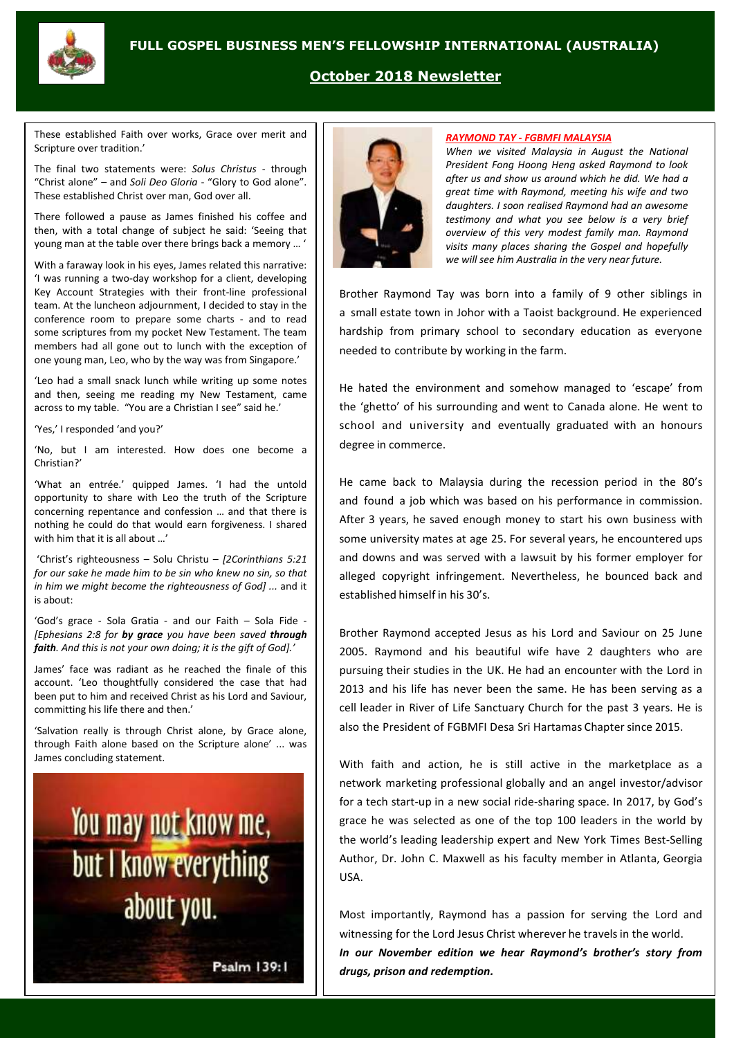# FULL GOSPEL BUSINESS MEN'S FELLOWSHIP INTERNATIONAL (AUSTRALIA)

## October 2018 Newsletter

These established Faith over works, Grace over merit and Scripture over tradition.'

The final two statements were: *Solus Christus* - through "Christ alone" – and *Soli Deo Gloria* - "Glory to God alone". These established Christ over man, God over all.

There followed a pause as James finished his coffee and then, with a total change of subject he said: 'Seeing that young man at the table over there brings back a memory … '

With a faraway look in his eyes, James related this narrative: 'I was running a two-day workshop for a client, developing Key Account Strategies with their front-line professional team. At the luncheon adjournment, I decided to stay in the conference room to prepare some charts - and to read some scriptures from my pocket New Testament. The team members had all gone out to lunch with the exception of one young man, Leo, who by the way was from Singapore.'

'Leo had a small snack lunch while writing up some notes and then, seeing me reading my New Testament, came across to my table. "You are a Christian I see" said he.'

'Yes,' I responded 'and you?'

'No, but I am interested. How does one become a Christian?'

'What an entrée.' quipped James. 'I had the untold opportunity to share with Leo the truth of the Scripture concerning repentance and confession … and that there is nothing he could do that would earn forgiveness. I shared with him that it is all about …'

'Christ's righteousness – Solu Christu – *[2Corinthians 5:21 for our sake he made him to be sin who knew no sin, so that in him we might become the righteousness of God] ...* and it is about:

'God's grace - Sola Gratia - and our Faith – Sola Fide - *[Ephesians 2:8 for **by grace** you have been saved **through faith**. And this is not your own doing; it is the gift of God].'*

James' face was radiant as he reached the finale of this account. 'Leo thoughtfully considered the case that had been put to him and received Christ as his Lord and Saviour, committing his life there and then.'

'Salvation really is through Christ alone, by Grace alone, through Faith alone based on the Scripture alone' ... was James concluding statement.

You may not know me, but I know everything about you.

Psalm 139:1

***RAYMOND TAY - FGBMFI MALAYSIA***

*When we visited Malaysia in August the National President Fong Hoong Heng asked Raymond to look after us and show us around which he did. We had a great time with Raymond, meeting his wife and two daughters. I soon realised Raymond had an awesome testimony and what you see below is a very brief overview of this very modest family man. Raymond visits many places sharing the Gospel and hopefully we will see him Australia in the very near future.*

Brother Raymond Tay was born into a family of 9 other siblings in a small estate town in Johor with a Taoist background. He experienced hardship from primary school to secondary education as everyone needed to contribute by working in the farm.

He hated the environment and somehow managed to 'escape' from the 'ghetto' of his surrounding and went to Canada alone. He went to school and university and eventually graduated with an honours degree in commerce.

He came back to Malaysia during the recession period in the 80's and found a job which was based on his performance in commission. After 3 years, he saved enough money to start his own business with some university mates at age 25. For several years, he encountered ups and downs and was served with a lawsuit by his former employer for alleged copyright infringement. Nevertheless, he bounced back and established himself in his 30's.

Brother Raymond accepted Jesus as his Lord and Saviour on 25 June 2005. Raymond and his beautiful wife have 2 daughters who are pursuing their studies in the UK. He had an encounter with the Lord in 2013 and his life has never been the same. He has been serving as a cell leader in River of Life Sanctuary Church for the past 3 years. He is also the President of FGBMFI Desa Sri Hartamas Chapter since 2015.

With faith and action, he is still active in the marketplace as a network marketing professional globally and an angel investor/advisor for a tech start-up in a new social ride-sharing space. In 2017, by God's grace he was selected as one of the top 100 leaders in the world by the world's leading leadership expert and New York Times Best-Selling Author, Dr. John C. Maxwell as his faculty member in Atlanta, Georgia USA.

Most importantly, Raymond has a passion for serving the Lord and witnessing for the Lord Jesus Christ wherever he travels in the world.

***In our November edition we hear Raymond's brother's story from drugs, prison and redemption.***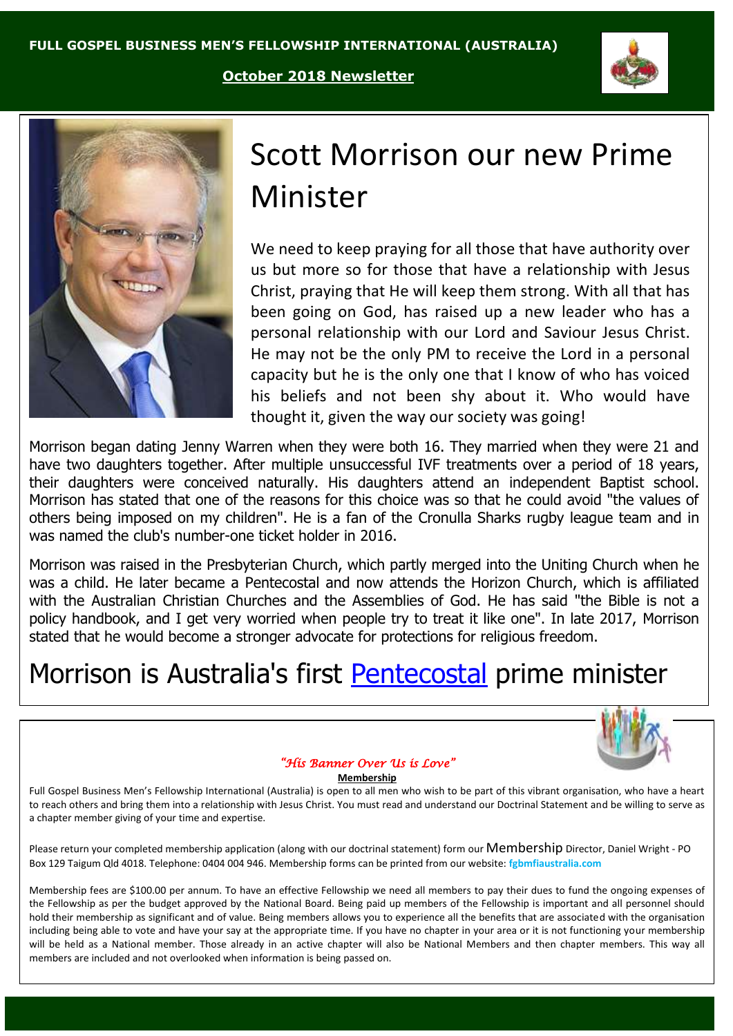**FULL GOSPEL BUSINESS MEN'S FELLOWSHIP INTERNATIONAL (AUSTRALIA)**

**October 2018 Newsletter**

# Scott Morrison our new Prime Minister

We need to keep praying for all those that have authority over us but more so for those that have a relationship with Jesus Christ, praying that He will keep them strong. With all that has been going on God, has raised up a new leader who has a personal relationship with our Lord and Saviour Jesus Christ. He may not be the only PM to receive the Lord in a personal capacity but he is the only one that I know of who has voiced his beliefs and not been shy about it. Who would have thought it, given the way our society was going!

Morrison began dating Jenny Warren when they were both 16. They married when they were 21 and have two daughters together. After multiple unsuccessful IVF treatments over a period of 18 years, their daughters were conceived naturally. His daughters attend an independent Baptist school. Morrison has stated that one of the reasons for this choice was so that he could avoid "the values of others being imposed on my children". He is a fan of the Cronulla Sharks rugby league team and in was named the club's number-one ticket holder in 2016.

Morrison was raised in the Presbyterian Church, which partly merged into the Uniting Church when he was a child. He later became a Pentecostal and now attends the Horizon Church, which is affiliated with the Australian Christian Churches and the Assemblies of God. He has said "the Bible is not a policy handbook, and I get very worried when people try to treat it like one". In late 2017, Morrison stated that he would become a stronger advocate for protections for religious freedom.

# Morrison is Australia's first Pentecostal prime minister

*"His Banner Over Us is Love"*

**Membership**

Full Gospel Business Men's Fellowship International (Australia) is open to all men who wish to be part of this vibrant organisation, who have a heart to reach others and bring them into a relationship with Jesus Christ. You must read and understand our Doctrinal Statement and be willing to serve as a chapter member giving of your time and expertise.

Please return your completed membership application (along with our doctrinal statement) form our Membership Director, Daniel Wright - PO Box 129 Taigum Qld 4018. Telephone: 0404 004 946. Membership forms can be printed from our website: fgbmfiaustralia.com

Membership fees are $100.00 per annum. To have an effective Fellowship we need all members to pay their dues to fund the ongoing expenses of the Fellowship as per the budget approved by the National Board. Being paid up members of the Fellowship is important and all personnel should hold their membership as significant and of value. Being members allows you to experience all the benefits that are associated with the organisation including being able to vote and have your say at the appropriate time. If you have no chapter in your area or it is not functioning your membership will be held as a National member. Those already in an active chapter will also be National Members and then chapter members. This way all members are included and not overlooked when information is being passed on.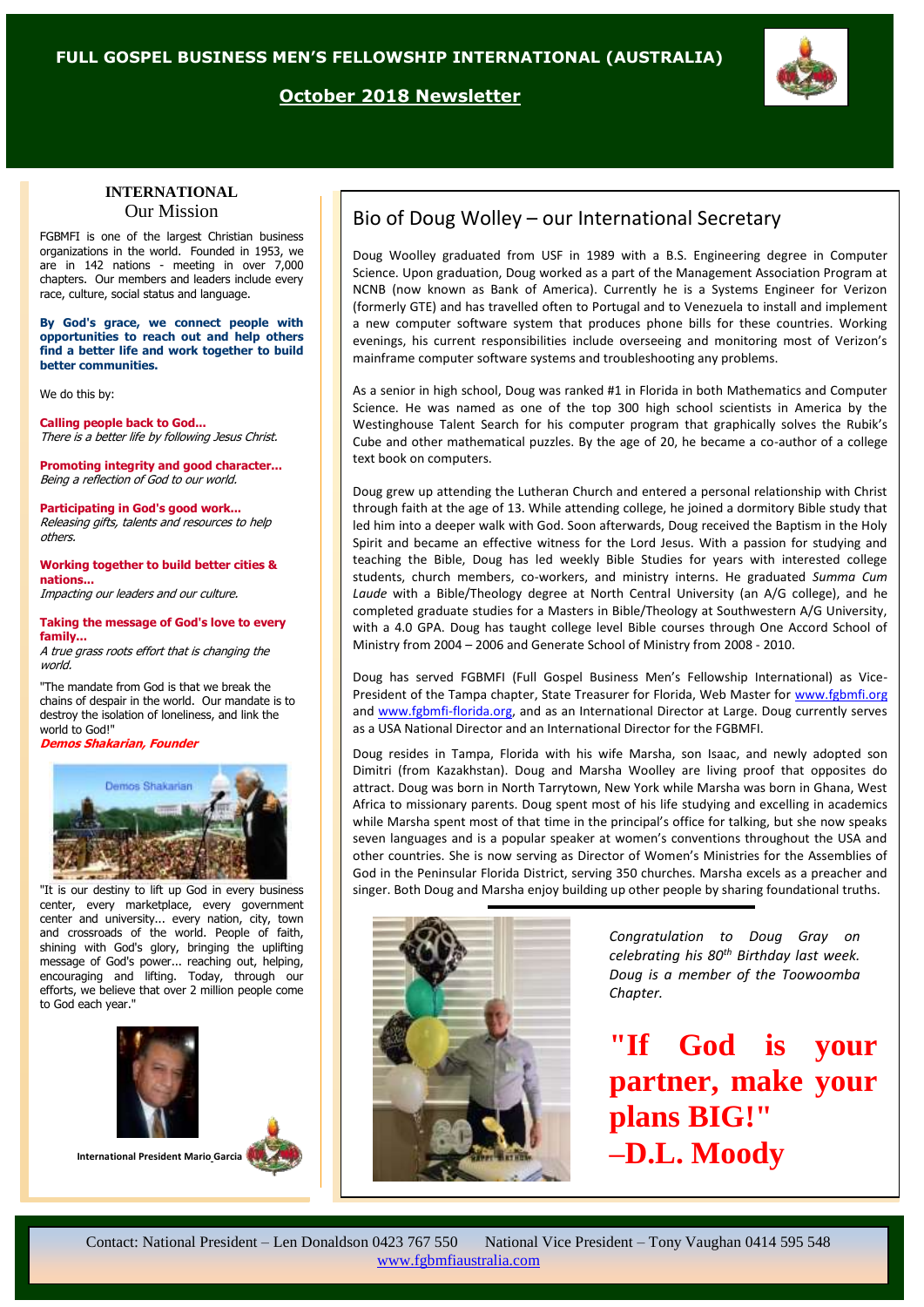# FULL GOSPEL BUSINESS MEN'S FELLOWSHIP INTERNATIONAL (AUSTRALIA)

## October 2018 Newsletter

### INTERNATIONAL
### Our Mission

FGBMFI is one of the largest Christian business organizations in the world. Founded in 1953, we are in 142 nations - meeting in over 7,000 chapters. Our members and leaders include every race, culture, social status and language.

**By God's grace, we connect people with opportunities to reach out and help others find a better life and work together to build better communities.**

We do this by:

**Calling people back to God...**
*There is a better life by following Jesus Christ.*

**Promoting integrity and good character...**
*Being a reflection of God to our world.*

**Participating in God's good work...**
*Releasing gifts, talents and resources to help others.*

**Working together to build better cities & nations...**
*Impacting our leaders and our culture.*

**Taking the message of God's love to every family...**
*A true grass roots effort that is changing the world.*

"The mandate from God is that we break the chains of despair in the world. Our mandate is to destroy the isolation of loneliness, and link the world to God!"
***Demos Shakarian, Founder***

"It is our destiny to lift up God in every business center, every marketplace, every government center and university... every nation, city, town and crossroads of the world. People of faith, shining with God's glory, bringing the uplifting message of God's power... reaching out, helping, encouraging and lifting. Today, through our efforts, we believe that over 2 million people come to God each year."

**International President Mario Garcia**

## Bio of Doug Wolley – our International Secretary

Doug Woolley graduated from USF in 1989 with a B.S. Engineering degree in Computer Science. Upon graduation, Doug worked as a part of the Management Association Program at NCNB (now known as Bank of America). Currently he is a Systems Engineer for Verizon (formerly GTE) and has travelled often to Portugal and to Venezuela to install and implement a new computer software system that produces phone bills for these countries. Working evenings, his current responsibilities include overseeing and monitoring most of Verizon's mainframe computer software systems and troubleshooting any problems.

As a senior in high school, Doug was ranked #1 in Florida in both Mathematics and Computer Science. He was named as one of the top 300 high school scientists in America by the Westinghouse Talent Search for his computer program that graphically solves the Rubik's Cube and other mathematical puzzles. By the age of 20, he became a co-author of a college text book on computers.

Doug grew up attending the Lutheran Church and entered a personal relationship with Christ through faith at the age of 13. While attending college, he joined a dormitory Bible study that led him into a deeper walk with God. Soon afterwards, Doug received the Baptism in the Holy Spirit and became an effective witness for the Lord Jesus. With a passion for studying and teaching the Bible, Doug has led weekly Bible Studies for years with interested college students, church members, co-workers, and ministry interns. He graduated *Summa Cum Laude* with a Bible/Theology degree at North Central University (an A/G college), and he completed graduate studies for a Masters in Bible/Theology at Southwestern A/G University, with a 4.0 GPA. Doug has taught college level Bible courses through One Accord School of Ministry from 2004 – 2006 and Generate School of Ministry from 2008 - 2010.

Doug has served FGBMFI (Full Gospel Business Men's Fellowship International) as Vice-President of the Tampa chapter, State Treasurer for Florida, Web Master for www.fgbmfi.org and www.fgbmfi-florida.org, and as an International Director at Large. Doug currently serves as a USA National Director and an International Director for the FGBMFI.

Doug resides in Tampa, Florida with his wife Marsha, son Isaac, and newly adopted son Dimitri (from Kazakhstan). Doug and Marsha Woolley are living proof that opposites do attract. Doug was born in North Tarrytown, New York while Marsha was born in Ghana, West Africa to missionary parents. Doug spent most of his life studying and excelling in academics while Marsha spent most of that time in the principal's office for talking, but she now speaks seven languages and is a popular speaker at women's conventions throughout the USA and other countries. She is now serving as Director of Women's Ministries for the Assemblies of God in the Peninsular Florida District, serving 350 churches. Marsha excels as a preacher and singer. Both Doug and Marsha enjoy building up other people by sharing foundational truths.

*Congratulation to Doug Gray on celebrating his 80th Birthday last week. Doug is a member of the Toowoomba Chapter.*

**"If God is your partner, make your plans BIG!" –D.L. Moody**

Contact: National President – Len Donaldson 0423 767 550 National Vice President – Tony Vaughan 0414 595 548
www.fgbmfiaustralia.com